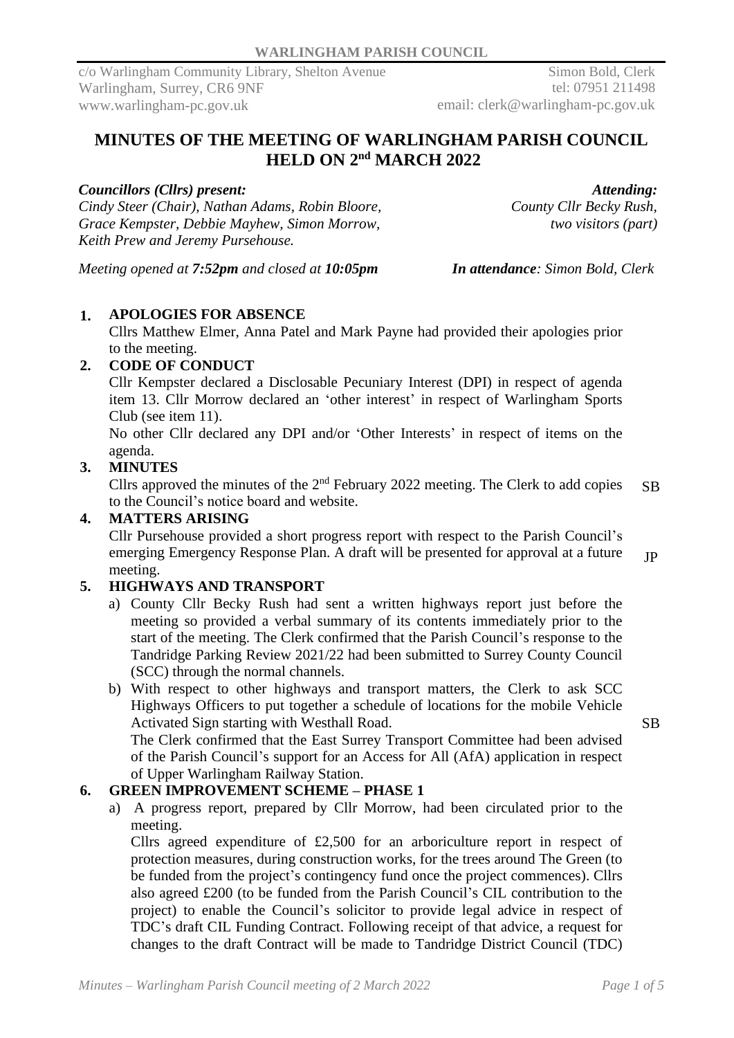**WARLINGHAM PARISH COUNCIL**

c/o Warlingham Community Library, Shelton Avenue
Warlingham, Surrey, CR6 9NF
www.warlingham-pc.gov.uk

Simon Bold, Clerk
tel: 07951 211498
email: clerk@warlingham-pc.gov.uk

# MINUTES OF THE MEETING OF WARLINGHAM PARISH COUNCIL HELD ON 2nd MARCH 2022

***Councillors (Cllrs) present:***
*Cindy Steer (Chair), Nathan Adams, Robin Bloore, Grace Kempster, Debbie Mayhew, Simon Morrow, Keith Prew and Jeremy Pursehouse.*

***Attending:***
*County Cllr Becky Rush, two visitors (part)*

*Meeting opened at* ***7:52pm*** *and closed at* ***10:05pm***

***In attendance****: Simon Bold, Clerk*

**1. APOLOGIES FOR ABSENCE**

Cllrs Matthew Elmer, Anna Patel and Mark Payne had provided their apologies prior to the meeting.

**2. CODE OF CONDUCT**

Cllr Kempster declared a Disclosable Pecuniary Interest (DPI) in respect of agenda item 13. Cllr Morrow declared an 'other interest' in respect of Warlingham Sports Club (see item 11).

No other Cllr declared any DPI and/or 'Other Interests' in respect of items on the agenda.

**3. MINUTES**

Cllrs approved the minutes of the 2nd February 2022 meeting. The Clerk to add copies to the Council's notice board and website. **SB**

**4. MATTERS ARISING**

Cllr Pursehouse provided a short progress report with respect to the Parish Council's emerging Emergency Response Plan. A draft will be presented for approval at a future meeting. **JP**

**5. HIGHWAYS AND TRANSPORT**

a) County Cllr Becky Rush had sent a written highways report just before the meeting so provided a verbal summary of its contents immediately prior to the start of the meeting. The Clerk confirmed that the Parish Council's response to the Tandridge Parking Review 2021/22 had been submitted to Surrey County Council (SCC) through the normal channels.

b) With respect to other highways and transport matters, the Clerk to ask SCC Highways Officers to put together a schedule of locations for the mobile Vehicle Activated Sign starting with Westhall Road. **SB**

The Clerk confirmed that the East Surrey Transport Committee had been advised of the Parish Council's support for an Access for All (AfA) application in respect of Upper Warlingham Railway Station.

**6. GREEN IMPROVEMENT SCHEME – PHASE 1**

a) A progress report, prepared by Cllr Morrow, had been circulated prior to the meeting.

Cllrs agreed expenditure of £2,500 for an arboriculture report in respect of protection measures, during construction works, for the trees around The Green (to be funded from the project's contingency fund once the project commences). Cllrs also agreed £200 (to be funded from the Parish Council's CIL contribution to the project) to enable the Council's solicitor to provide legal advice in respect of TDC's draft CIL Funding Contract. Following receipt of that advice, a request for changes to the draft Contract will be made to Tandridge District Council (TDC)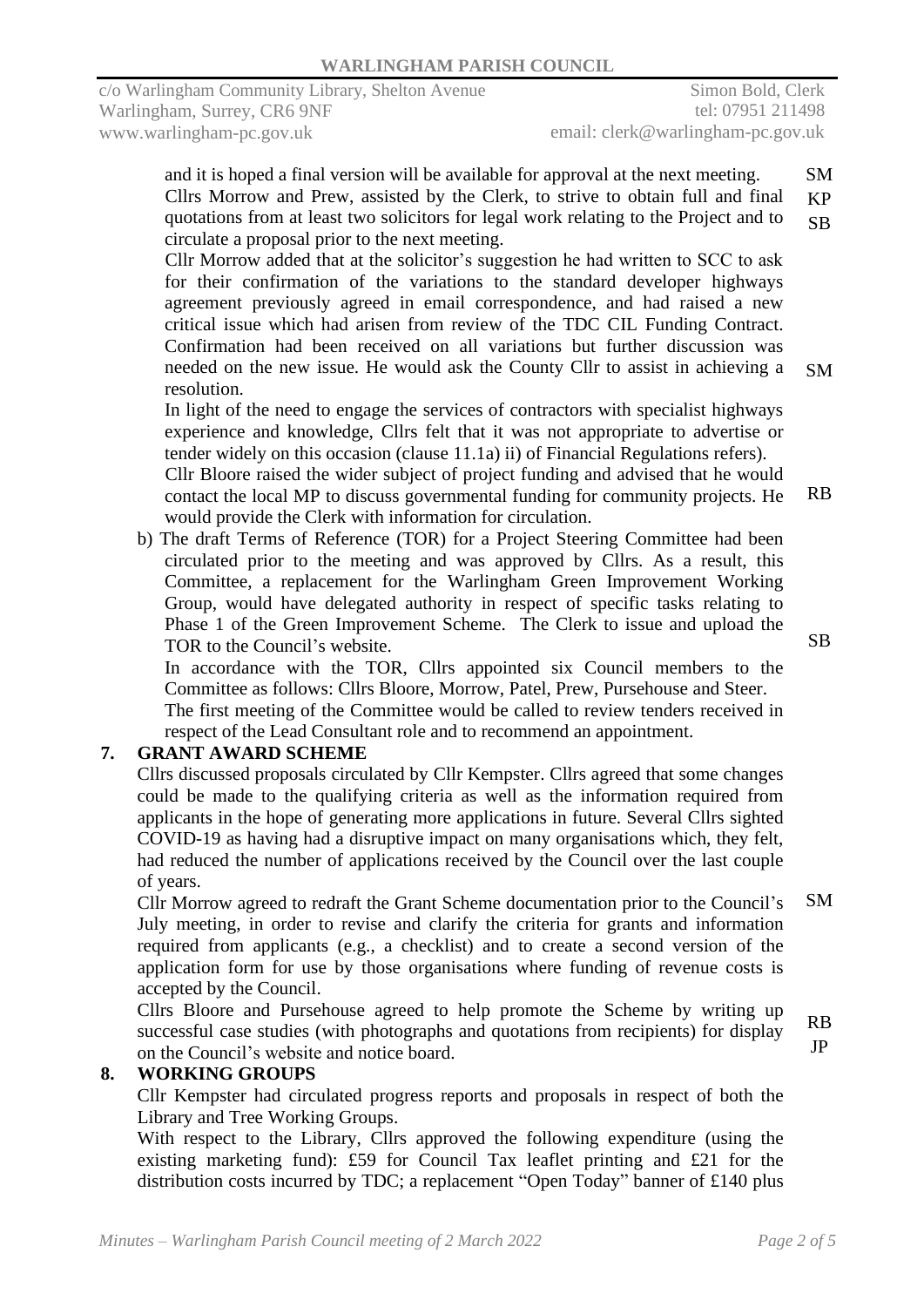and it is hoped a final version will be available for approval at the next meeting. **SM**

Cllrs Morrow and Prew, assisted by the Clerk, to strive to obtain full and final quotations from at least two solicitors for legal work relating to the Project and to circulate a proposal prior to the next meeting. **KP SB**

Cllr Morrow added that at the solicitor's suggestion he had written to SCC to ask for their confirmation of the variations to the standard developer highways agreement previously agreed in email correspondence, and had raised a new critical issue which had arisen from review of the TDC CIL Funding Contract. Confirmation had been received on all variations but further discussion was needed on the new issue. He would ask the County Cllr to assist in achieving a resolution. **SM**

In light of the need to engage the services of contractors with specialist highways experience and knowledge, Cllrs felt that it was not appropriate to advertise or tender widely on this occasion (clause 11.1a) ii) of Financial Regulations refers).

Cllr Bloore raised the wider subject of project funding and advised that he would contact the local MP to discuss governmental funding for community projects. He would provide the Clerk with information for circulation. **RB**

b) The draft Terms of Reference (TOR) for a Project Steering Committee had been circulated prior to the meeting and was approved by Cllrs. As a result, this Committee, a replacement for the Warlingham Green Improvement Working Group, would have delegated authority in respect of specific tasks relating to Phase 1 of the Green Improvement Scheme. The Clerk to issue and upload the TOR to the Council's website. **SB**

In accordance with the TOR, Cllrs appointed six Council members to the Committee as follows: Cllrs Bloore, Morrow, Patel, Prew, Pursehouse and Steer.

The first meeting of the Committee would be called to review tenders received in respect of the Lead Consultant role and to recommend an appointment.

## 7. GRANT AWARD SCHEME

Cllrs discussed proposals circulated by Cllr Kempster. Cllrs agreed that some changes could be made to the qualifying criteria as well as the information required from applicants in the hope of generating more applications in future. Several Cllrs sighted COVID-19 as having had a disruptive impact on many organisations which, they felt, had reduced the number of applications received by the Council over the last couple of years.

Cllr Morrow agreed to redraft the Grant Scheme documentation prior to the Council's July meeting, in order to revise and clarify the criteria for grants and information required from applicants (e.g., a checklist) and to create a second version of the application form for use by those organisations where funding of revenue costs is accepted by the Council. **SM**

Cllrs Bloore and Pursehouse agreed to help promote the Scheme by writing up successful case studies (with photographs and quotations from recipients) for display on the Council's website and notice board. **RB JP**

## 8. WORKING GROUPS

Cllr Kempster had circulated progress reports and proposals in respect of both the Library and Tree Working Groups.

With respect to the Library, Cllrs approved the following expenditure (using the existing marketing fund): £59 for Council Tax leaflet printing and £21 for the distribution costs incurred by TDC; a replacement "Open Today" banner of £140 plus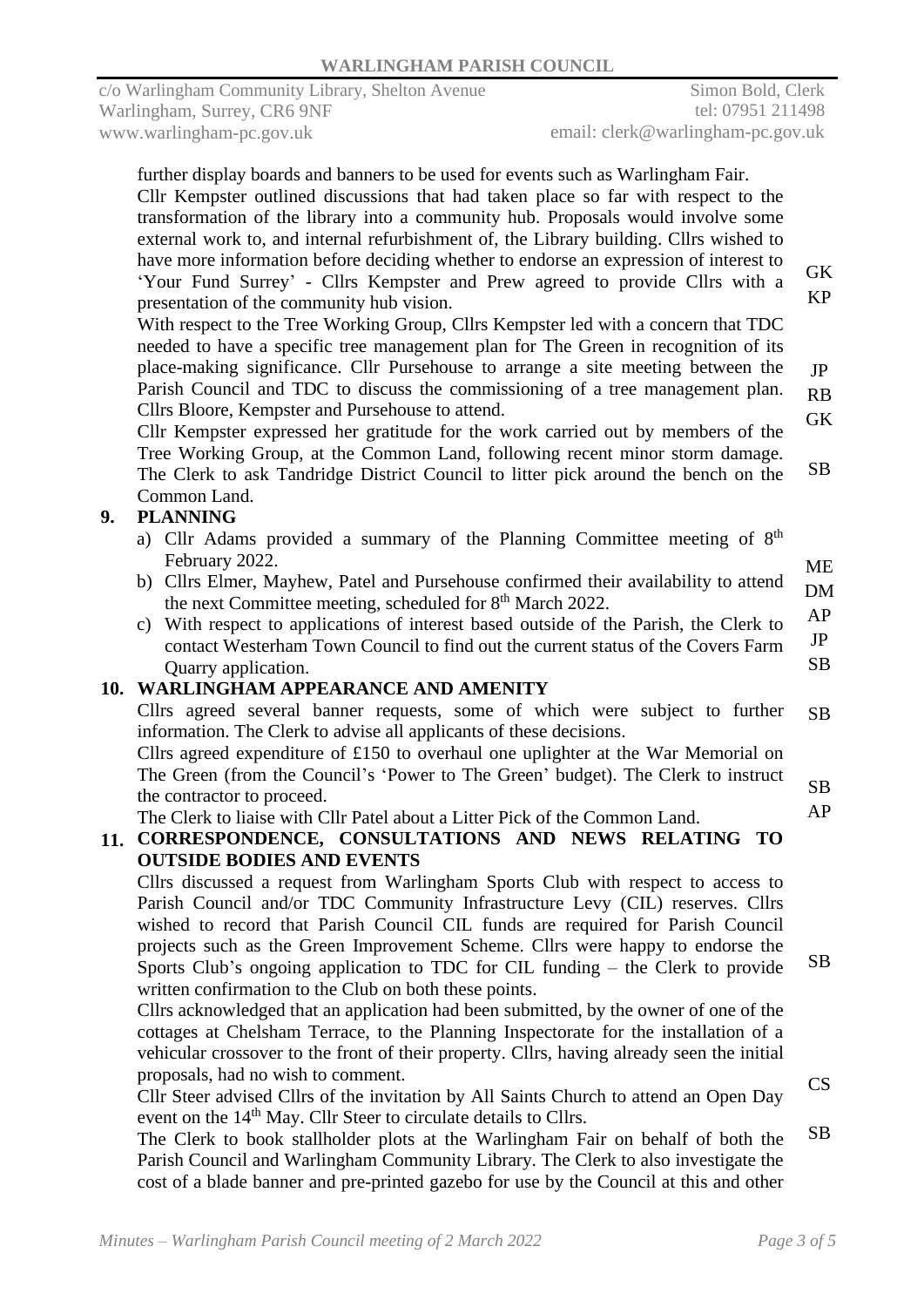further display boards and banners to be used for events such as Warlingham Fair.

Cllr Kempster outlined discussions that had taken place so far with respect to the transformation of the library into a community hub. Proposals would involve some external work to, and internal refurbishment of, the Library building. Cllrs wished to have more information before deciding whether to endorse an expression of interest to 'Your Fund Surrey' - Cllrs Kempster and Prew agreed to provide Cllrs with a presentation of the community hub vision. **GK KP**

With respect to the Tree Working Group, Cllrs Kempster led with a concern that TDC needed to have a specific tree management plan for The Green in recognition of its place-making significance. Cllr Pursehouse to arrange a site meeting between the Parish Council and TDC to discuss the commissioning of a tree management plan. Cllrs Bloore, Kempster and Pursehouse to attend. **JP RB GK**

Cllr Kempster expressed her gratitude for the work carried out by members of the Tree Working Group, at the Common Land, following recent minor storm damage. The Clerk to ask Tandridge District Council to litter pick around the bench on the Common Land. **SB**

## 9. PLANNING

a) Cllr Adams provided a summary of the Planning Committee meeting of 8th February 2022.

b) Cllrs Elmer, Mayhew, Patel and Pursehouse confirmed their availability to attend the next Committee meeting, scheduled for 8th March 2022. **ME DM AP JP**

c) With respect to applications of interest based outside of the Parish, the Clerk to contact Westerham Town Council to find out the current status of the Covers Farm Quarry application. **SB**

## 10. WARLINGHAM APPEARANCE AND AMENITY

Cllrs agreed several banner requests, some of which were subject to further information. The Clerk to advise all applicants of these decisions. **SB**

Cllrs agreed expenditure of £150 to overhaul one uplighter at the War Memorial on The Green (from the Council's 'Power to The Green' budget). The Clerk to instruct the contractor to proceed. **SB**

The Clerk to liaise with Cllr Patel about a Litter Pick of the Common Land. **AP**

## 11. CORRESPONDENCE, CONSULTATIONS AND NEWS RELATING TO OUTSIDE BODIES AND EVENTS

Cllrs discussed a request from Warlingham Sports Club with respect to access to Parish Council and/or TDC Community Infrastructure Levy (CIL) reserves. Cllrs wished to record that Parish Council CIL funds are required for Parish Council projects such as the Green Improvement Scheme. Cllrs were happy to endorse the Sports Club's ongoing application to TDC for CIL funding – the Clerk to provide written confirmation to the Club on both these points. **SB**

Cllrs acknowledged that an application had been submitted, by the owner of one of the cottages at Chelsham Terrace, to the Planning Inspectorate for the installation of a vehicular crossover to the front of their property. Cllrs, having already seen the initial proposals, had no wish to comment.

Cllr Steer advised Cllrs of the invitation by All Saints Church to attend an Open Day event on the 14th May. Cllr Steer to circulate details to Cllrs. **CS**

The Clerk to book stallholder plots at the Warlingham Fair on behalf of both the Parish Council and Warlingham Community Library. The Clerk to also investigate the cost of a blade banner and pre-printed gazebo for use by the Council at this and other **SB**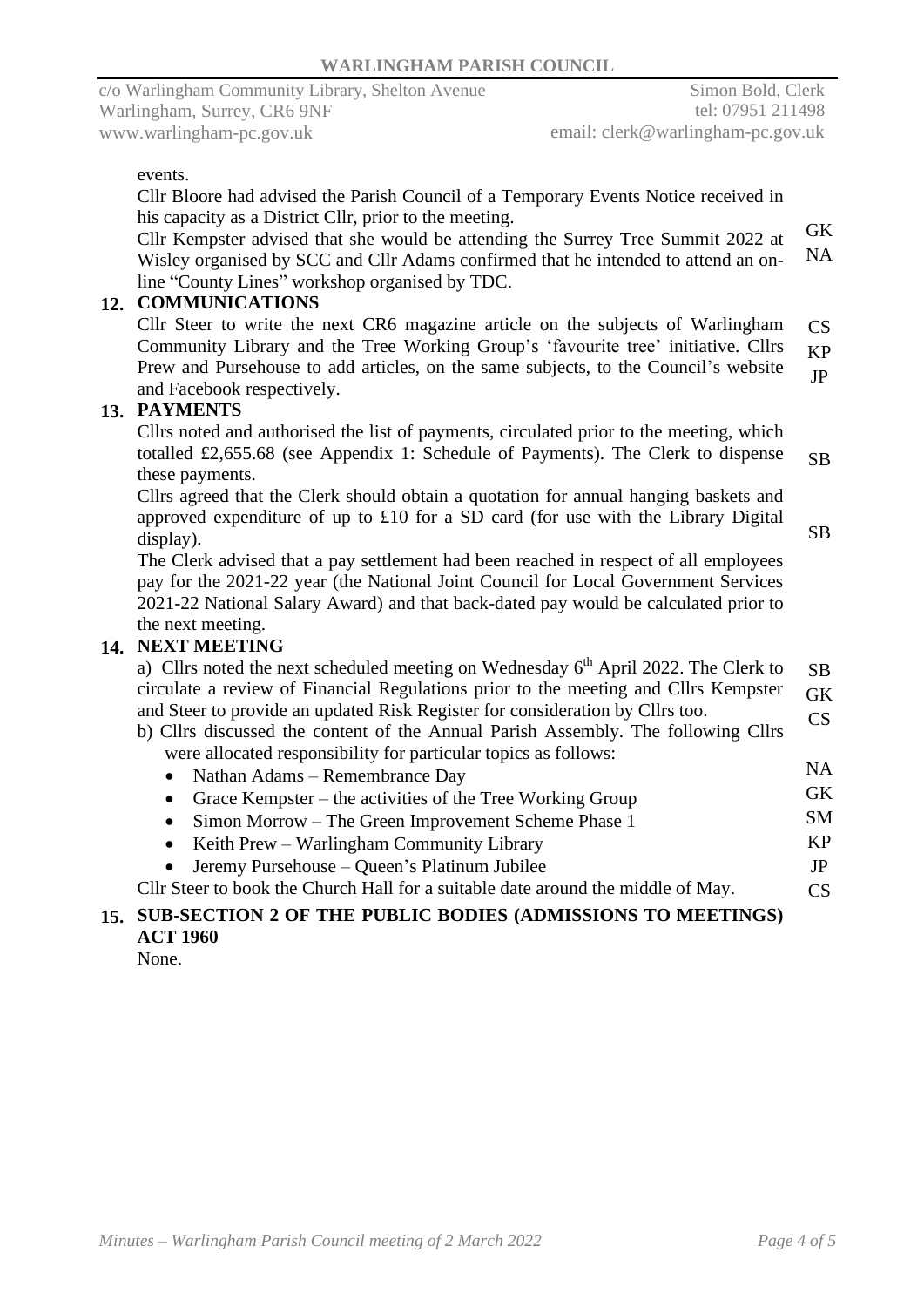events.

Cllr Bloore had advised the Parish Council of a Temporary Events Notice received in his capacity as a District Cllr, prior to the meeting.

Cllr Kempster advised that she would be attending the Surrey Tree Summit 2022 at Wisley organised by SCC and Cllr Adams confirmed that he intended to attend an on-line "County Lines" workshop organised by TDC. GK NA

## 12. COMMUNICATIONS

Cllr Steer to write the next CR6 magazine article on the subjects of Warlingham Community Library and the Tree Working Group's 'favourite tree' initiative. Cllrs Prew and Pursehouse to add articles, on the same subjects, to the Council's website and Facebook respectively. CS KP JP

## 13. PAYMENTS

Cllrs noted and authorised the list of payments, circulated prior to the meeting, which totalled £2,655.68 (see Appendix 1: Schedule of Payments). The Clerk to dispense these payments. SB

Cllrs agreed that the Clerk should obtain a quotation for annual hanging baskets and approved expenditure of up to £10 for a SD card (for use with the Library Digital display). SB

The Clerk advised that a pay settlement had been reached in respect of all employees pay for the 2021-22 year (the National Joint Council for Local Government Services 2021-22 National Salary Award) and that back-dated pay would be calculated prior to the next meeting.

## 14. NEXT MEETING

a) Cllrs noted the next scheduled meeting on Wednesday 6th April 2022. The Clerk to circulate a review of Financial Regulations prior to the meeting and Cllrs Kempster and Steer to provide an updated Risk Register for consideration by Cllrs too. SB GK CS

b) Cllrs discussed the content of the Annual Parish Assembly. The following Cllrs were allocated responsibility for particular topics as follows:

- Nathan Adams – Remembrance Day NA
- Grace Kempster – the activities of the Tree Working Group GK
- Simon Morrow – The Green Improvement Scheme Phase 1 SM
- Keith Prew – Warlingham Community Library KP
- Jeremy Pursehouse – Queen's Platinum Jubilee JP

Cllr Steer to book the Church Hall for a suitable date around the middle of May. CS

## 15. SUB-SECTION 2 OF THE PUBLIC BODIES (ADMISSIONS TO MEETINGS) ACT 1960

None.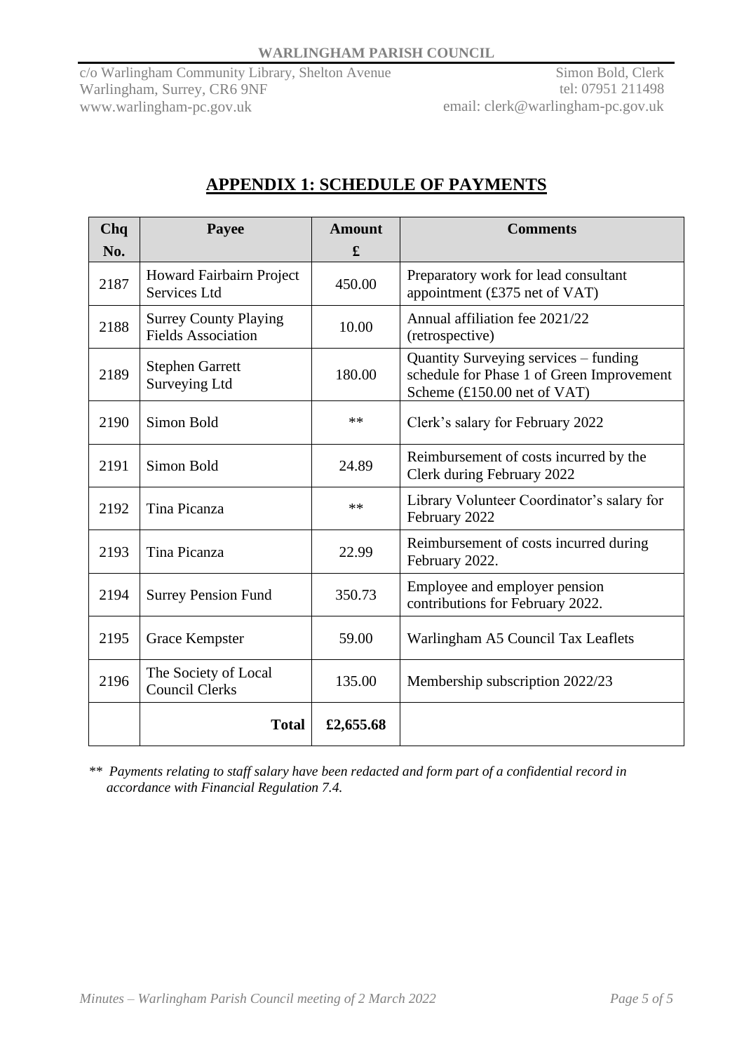**WARLINGHAM PARISH COUNCIL**

c/o Warlingham Community Library, Shelton Avenue
Warlingham, Surrey, CR6 9NF
www.warlingham-pc.gov.uk

Simon Bold, Clerk
tel: 07951 211498
email: clerk@warlingham-pc.gov.uk

## APPENDIX 1: SCHEDULE OF PAYMENTS

| Chq No. | Payee | Amount £ | Comments |
|---|---|---|---|
| 2187 | Howard Fairbairn Project Services Ltd | 450.00 | Preparatory work for lead consultant appointment (£375 net of VAT) |
| 2188 | Surrey County Playing Fields Association | 10.00 | Annual affiliation fee 2021/22 (retrospective) |
| 2189 | Stephen Garrett Surveying Ltd | 180.00 | Quantity Surveying services – funding schedule for Phase 1 of Green Improvement Scheme (£150.00 net of VAT) |
| 2190 | Simon Bold | ** | Clerk's salary for February 2022 |
| 2191 | Simon Bold | 24.89 | Reimbursement of costs incurred by the Clerk during February 2022 |
| 2192 | Tina Picanza | ** | Library Volunteer Coordinator's salary for February 2022 |
| 2193 | Tina Picanza | 22.99 | Reimbursement of costs incurred during February 2022. |
| 2194 | Surrey Pension Fund | 350.73 | Employee and employer pension contributions for February 2022. |
| 2195 | Grace Kempster | 59.00 | Warlingham A5 Council Tax Leaflets |
| 2196 | The Society of Local Council Clerks | 135.00 | Membership subscription 2022/23 |
| | **Total** | **£2,655.68** | |

** *Payments relating to staff salary have been redacted and form part of a confidential record in accordance with Financial Regulation 7.4.*